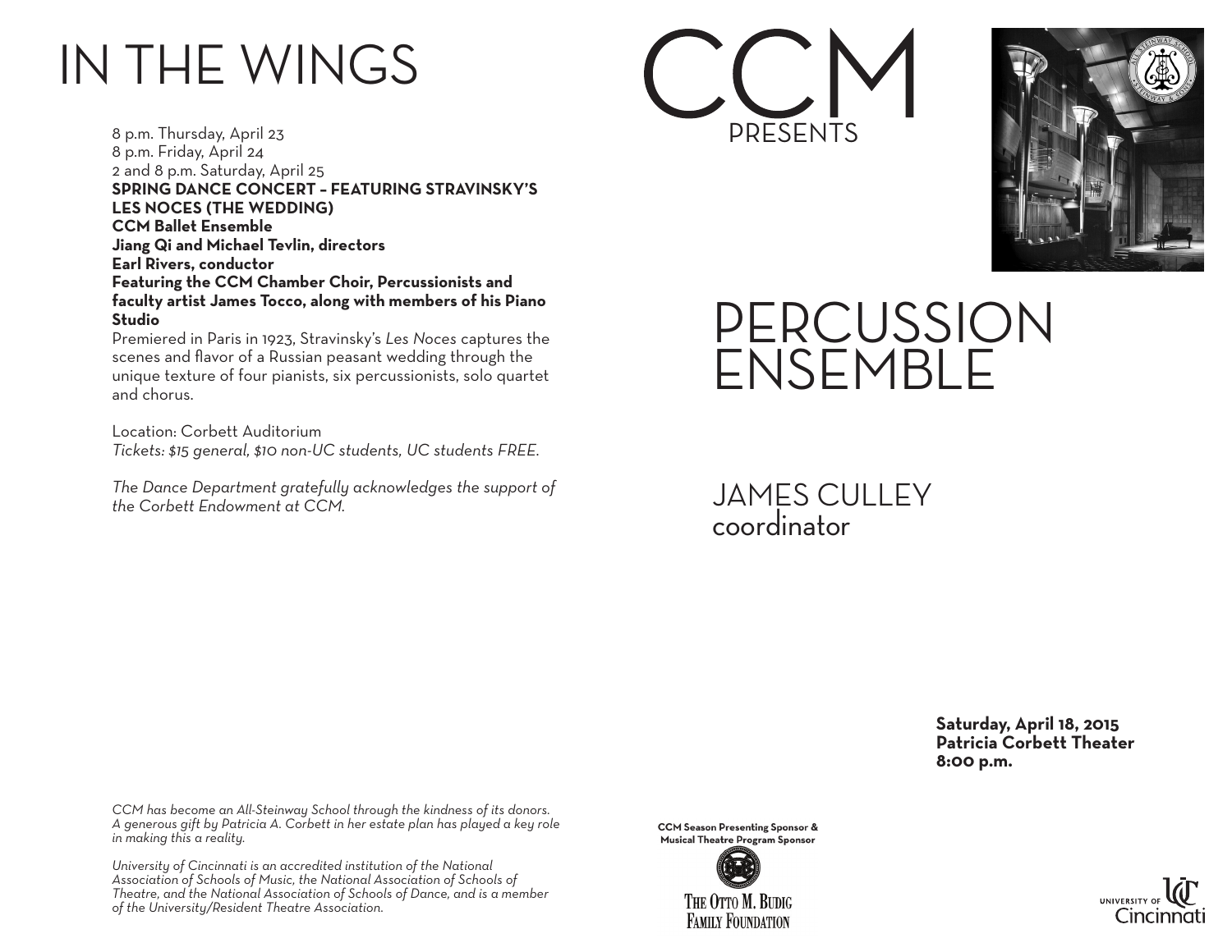# IN THE WINGS

8 p.m. Thursday, April 23
8 p.m. Friday, April 24
2 and 8 p.m. Saturday, April 25

**SPRING DANCE CONCERT – FEATURING STRAVINSKY'S LES NOCES (THE WEDDING)**
**CCM Ballet Ensemble**
**Jiang Qi and Michael Tevlin, directors**
**Earl Rivers, conductor**
**Featuring the CCM Chamber Choir, Percussionists and faculty artist James Tocco, along with members of his Piano Studio**

Premiered in Paris in 1923, Stravinsky's *Les Noces* captures the scenes and flavor of a Russian peasant wedding through the unique texture of four pianists, six percussionists, solo quartet and chorus.

Location: Corbett Auditorium
*Tickets: $15 general, $10 non-UC students, UC students FREE.*

*The Dance Department gratefully acknowledges the support of the Corbett Endowment at CCM.*

*CCM has become an All-Steinway School through the kindness of its donors. A generous gift by Patricia A. Corbett in her estate plan has played a key role in making this a reality.*

*University of Cincinnati is an accredited institution of the National Association of Schools of Music, the National Association of Schools of Theatre, and the National Association of Schools of Dance, and is a member of the University/Resident Theatre Association.*

# CCM
PRESENTS

# PERCUSSION ENSEMBLE

## JAMES CULLEY
coordinator

**Saturday, April 18, 2015**
**Patricia Corbett Theater**
**8:00 p.m.**

**CCM Season Presenting Sponsor & Musical Theatre Program Sponsor**

THE OTTO M. BUDIG FAMILY FOUNDATION

UNIVERSITY OF Cincinnati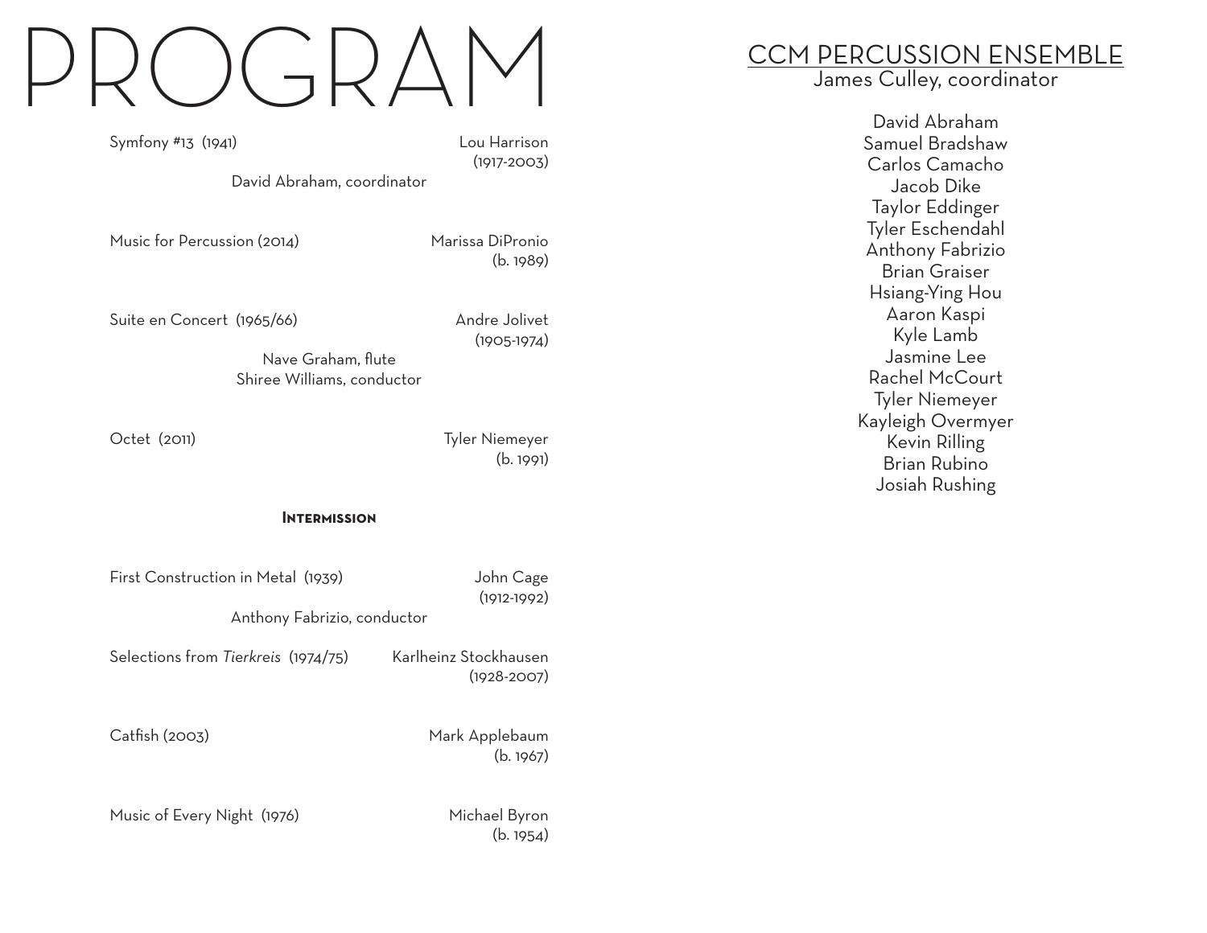# PROGRAM

Symfony #13 (1941) — Lou Harrison (1917-2003)

David Abraham, coordinator

Music for Percussion (2014) — Marissa DiPronio (b. 1989)

Suite en Concert (1965/66) — Andre Jolivet (1905-1974)

Nave Graham, flute
Shiree Williams, conductor

Octet (2011) — Tyler Niemeyer (b. 1991)

**Intermission**

First Construction in Metal (1939) — John Cage (1912-1992)

Anthony Fabrizio, conductor

Selections from *Tierkreis* (1974/75) — Karlheinz Stockhausen (1928-2007)

Catfish (2003) — Mark Applebaum (b. 1967)

Music of Every Night (1976) — Michael Byron (b. 1954)

## CCM PERCUSSION ENSEMBLE

James Culley, coordinator

David Abraham
Samuel Bradshaw
Carlos Camacho
Jacob Dike
Taylor Eddinger
Tyler Eschendahl
Anthony Fabrizio
Brian Graiser
Hsiang-Ying Hou
Aaron Kaspi
Kyle Lamb
Jasmine Lee
Rachel McCourt
Tyler Niemeyer
Kayleigh Overmyer
Kevin Rilling
Brian Rubino
Josiah Rushing